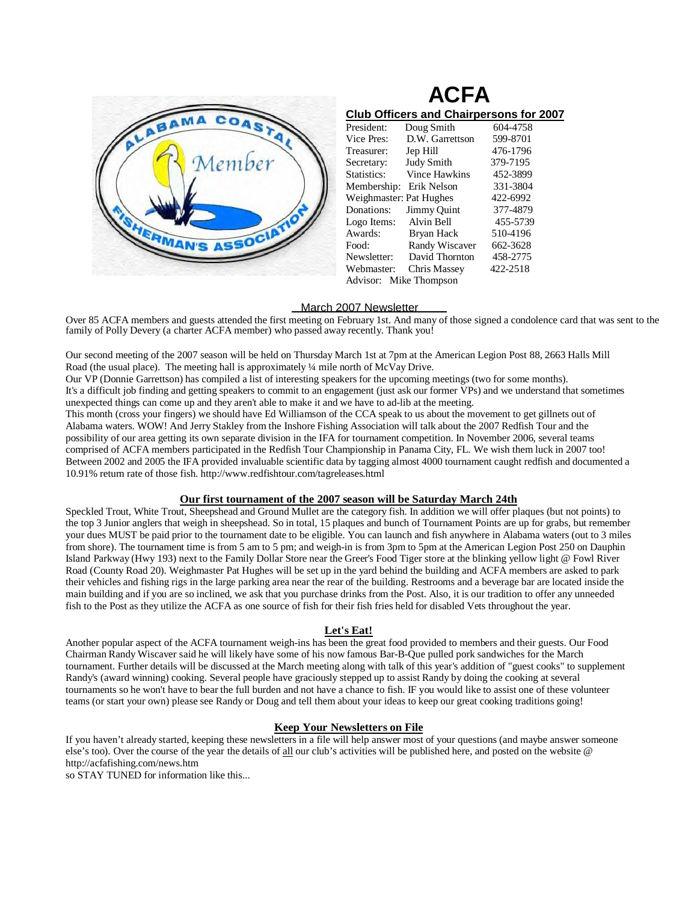# ACFA

## Club Officers and Chairpersons for 2007

| | | |
|---|---|---|
| President: | Doug Smith | 604-4758 |
| Vice Pres: | D.W. Garrettson | 599-8701 |
| Treasurer: | Jep Hill | 476-1796 |
| Secretary: | Judy Smith | 379-7195 |
| Statistics: | Vince Hawkins | 452-3899 |
| Membership: | Erik Nelson | 331-3804 |
| Weighmaster: | Pat Hughes | 422-6992 |
| Donations: | Jimmy Quint | 377-4879 |
| Logo Items: | Alvin Bell | 455-5739 |
| Awards: | Bryan Hack | 510-4196 |
| Food: | Randy Wiscaver | 662-3628 |
| Newsletter: | David Thornton | 458-2775 |
| Webmaster: | Chris Massey | 422-2518 |
| Advisor: | Mike Thompson | |

## March 2007 Newsletter

Over 85 ACFA members and guests attended the first meeting on February 1st. And many of those signed a condolence card that was sent to the family of Polly Devery (a charter ACFA member) who passed away recently. Thank you!

Our second meeting of the 2007 season will be held on Thursday March 1st at 7pm at the American Legion Post 88, 2663 Halls Mill Road (the usual place). The meeting hall is approximately ¼ mile north of McVay Drive.

Our VP (Donnie Garrettson) has compiled a list of interesting speakers for the upcoming meetings (two for some months).

It's a difficult job finding and getting speakers to commit to an engagement (just ask our former VPs) and we understand that sometimes unexpected things can come up and they aren't able to make it and we have to ad-lib at the meeting.

This month (cross your fingers) we should have Ed Williamson of the CCA speak to us about the movement to get gillnets out of Alabama waters. WOW! And Jerry Stakley from the Inshore Fishing Association will talk about the 2007 Redfish Tour and the possibility of our area getting its own separate division in the IFA for tournament competition. In November 2006, several teams comprised of ACFA members participated in the Redfish Tour Championship in Panama City, FL. We wish them luck in 2007 too! Between 2002 and 2005 the IFA provided invaluable scientific data by tagging almost 4000 tournament caught redfish and documented a 10.91% return rate of those fish. http://www.redfishtour.com/tagreleases.html

### Our first tournament of the 2007 season will be Saturday March 24th

Speckled Trout, White Trout, Sheepshead and Ground Mullet are the category fish. In addition we will offer plaques (but not points) to the top 3 Junior anglers that weigh in sheepshead. So in total, 15 plaques and bunch of Tournament Points are up for grabs, but remember your dues MUST be paid prior to the tournament date to be eligible. You can launch and fish anywhere in Alabama waters (out to 3 miles from shore). The tournament time is from 5 am to 5 pm; and weigh-in is from 3pm to 5pm at the American Legion Post 250 on Dauphin Island Parkway (Hwy 193) next to the Family Dollar Store near the Greer's Food Tiger store at the blinking yellow light @ Fowl River Road (County Road 20). Weighmaster Pat Hughes will be set up in the yard behind the building and ACFA members are asked to park their vehicles and fishing rigs in the large parking area near the rear of the building. Restrooms and a beverage bar are located inside the main building and if you are so inclined, we ask that you purchase drinks from the Post. Also, it is our tradition to offer any unneeded fish to the Post as they utilize the ACFA as one source of fish for their fish fries held for disabled Vets throughout the year.

### Let's Eat!

Another popular aspect of the ACFA tournament weigh-ins has been the great food provided to members and their guests. Our Food Chairman Randy Wiscaver said he will likely have some of his now famous Bar-B-Que pulled pork sandwiches for the March tournament. Further details will be discussed at the March meeting along with talk of this year's addition of "guest cooks" to supplement Randy's (award winning) cooking. Several people have graciously stepped up to assist Randy by doing the cooking at several tournaments so he won't have to bear the full burden and not have a chance to fish. IF you would like to assist one of these volunteer teams (or start your own) please see Randy or Doug and tell them about your ideas to keep our great cooking traditions going!

### Keep Your Newsletters on File

If you haven't already started, keeping these newsletters in a file will help answer most of your questions (and maybe answer someone else's too). Over the course of the year the details of all our club's activities will be published here, and posted on the website @ http://acfafishing.com/news.htm

so STAY TUNED for information like this...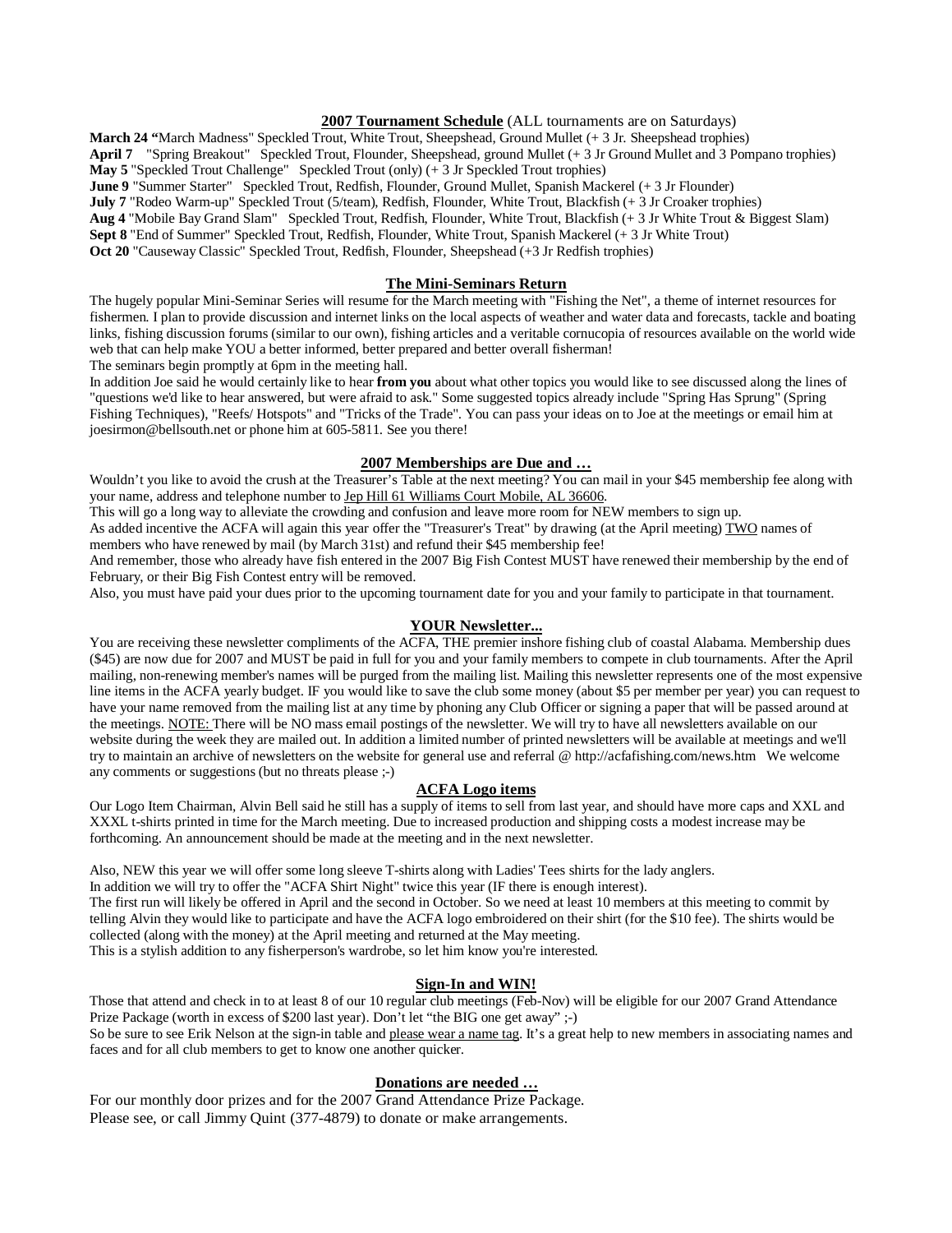## 2007 Tournament Schedule (ALL tournaments are on Saturdays)

**March 24** "March Madness" Speckled Trout, White Trout, Sheepshead, Ground Mullet (+ 3 Jr. Sheepshead trophies)
**April 7** "Spring Breakout" Speckled Trout, Flounder, Sheepshead, ground Mullet (+ 3 Jr Ground Mullet and 3 Pompano trophies)
**May 5** "Speckled Trout Challenge" Speckled Trout (only) (+ 3 Jr Speckled Trout trophies)
**June 9** "Summer Starter" Speckled Trout, Redfish, Flounder, Ground Mullet, Spanish Mackerel (+ 3 Jr Flounder)
**July 7** "Rodeo Warm-up" Speckled Trout (5/team), Redfish, Flounder, White Trout, Blackfish (+ 3 Jr Croaker trophies)
**Aug 4** "Mobile Bay Grand Slam" Speckled Trout, Redfish, Flounder, White Trout, Blackfish (+ 3 Jr White Trout & Biggest Slam)
**Sept 8** "End of Summer" Speckled Trout, Redfish, Flounder, White Trout, Spanish Mackerel (+ 3 Jr White Trout)
**Oct 20** "Causeway Classic" Speckled Trout, Redfish, Flounder, Sheepshead (+3 Jr Redfish trophies)

## The Mini-Seminars Return

The hugely popular Mini-Seminar Series will resume for the March meeting with "Fishing the Net", a theme of internet resources for fishermen. I plan to provide discussion and internet links on the local aspects of weather and water data and forecasts, tackle and boating links, fishing discussion forums (similar to our own), fishing articles and a veritable cornucopia of resources available on the world wide web that can help make YOU a better informed, better prepared and better overall fisherman!
The seminars begin promptly at 6pm in the meeting hall.
In addition Joe said he would certainly like to hear **from you** about what other topics you would like to see discussed along the lines of "questions we'd like to hear answered, but were afraid to ask." Some suggested topics already include "Spring Has Sprung" (Spring Fishing Techniques), "Reefs/ Hotspots" and "Tricks of the Trade". You can pass your ideas on to Joe at the meetings or email him at joesirmon@bellsouth.net or phone him at 605-5811. See you there!

## 2007 Memberships are Due and …

Wouldn't you like to avoid the crush at the Treasurer's Table at the next meeting? You can mail in your $45 membership fee along with your name, address and telephone number to Jep Hill 61 Williams Court Mobile, AL 36606.
This will go a long way to alleviate the crowding and confusion and leave more room for NEW members to sign up.
As added incentive the ACFA will again this year offer the "Treasurer's Treat" by drawing (at the April meeting) TWO names of members who have renewed by mail (by March 31st) and refund their $45 membership fee!
And remember, those who already have fish entered in the 2007 Big Fish Contest MUST have renewed their membership by the end of February, or their Big Fish Contest entry will be removed.
Also, you must have paid your dues prior to the upcoming tournament date for you and your family to participate in that tournament.

## YOUR Newsletter...

You are receiving these newsletter compliments of the ACFA, THE premier inshore fishing club of coastal Alabama. Membership dues ($45) are now due for 2007 and MUST be paid in full for you and your family members to compete in club tournaments. After the April mailing, non-renewing member's names will be purged from the mailing list. Mailing this newsletter represents one of the most expensive line items in the ACFA yearly budget. IF you would like to save the club some money (about $5 per member per year) you can request to have your name removed from the mailing list at any time by phoning any Club Officer or signing a paper that will be passed around at the meetings. NOTE: There will be NO mass email postings of the newsletter. We will try to have all newsletters available on our website during the week they are mailed out. In addition a limited number of printed newsletters will be available at meetings and we'll try to maintain an archive of newsletters on the website for general use and referral @ http://acfafishing.com/news.htm We welcome any comments or suggestions (but no threats please ;-)

## ACFA Logo items

Our Logo Item Chairman, Alvin Bell said he still has a supply of items to sell from last year, and should have more caps and XXL and XXXL t-shirts printed in time for the March meeting. Due to increased production and shipping costs a modest increase may be forthcoming. An announcement should be made at the meeting and in the next newsletter.

Also, NEW this year we will offer some long sleeve T-shirts along with Ladies' Tees shirts for the lady anglers.
In addition we will try to offer the "ACFA Shirt Night" twice this year (IF there is enough interest).
The first run will likely be offered in April and the second in October. So we need at least 10 members at this meeting to commit by telling Alvin they would like to participate and have the ACFA logo embroidered on their shirt (for the $10 fee). The shirts would be collected (along with the money) at the April meeting and returned at the May meeting.
This is a stylish addition to any fisherperson's wardrobe, so let him know you're interested.

## Sign-In and WIN!

Those that attend and check in to at least 8 of our 10 regular club meetings (Feb-Nov) will be eligible for our 2007 Grand Attendance Prize Package (worth in excess of $200 last year). Don't let "the BIG one get away" ;-)
So be sure to see Erik Nelson at the sign-in table and please wear a name tag. It's a great help to new members in associating names and faces and for all club members to get to know one another quicker.

## Donations are needed …

For our monthly door prizes and for the 2007 Grand Attendance Prize Package.
Please see, or call Jimmy Quint (377-4879) to donate or make arrangements.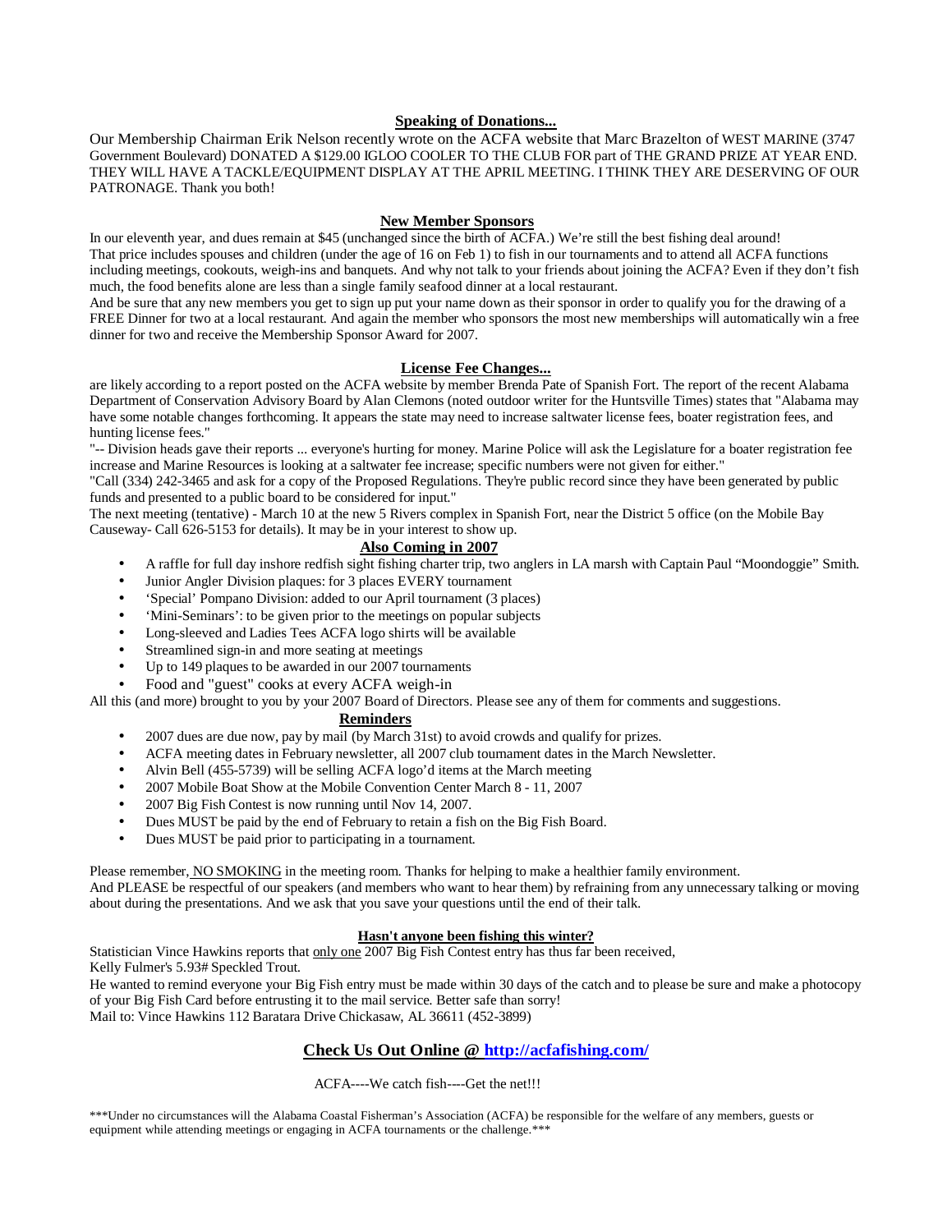## Speaking of Donations...

Our Membership Chairman Erik Nelson recently wrote on the ACFA website that Marc Brazelton of WEST MARINE (3747 Government Boulevard) DONATED A $129.00 IGLOO COOLER TO THE CLUB FOR part of THE GRAND PRIZE AT YEAR END. THEY WILL HAVE A TACKLE/EQUIPMENT DISPLAY AT THE APRIL MEETING. I THINK THEY ARE DESERVING OF OUR PATRONAGE. Thank you both!

## New Member Sponsors

In our eleventh year, and dues remain at $45 (unchanged since the birth of ACFA.) We're still the best fishing deal around! That price includes spouses and children (under the age of 16 on Feb 1) to fish in our tournaments and to attend all ACFA functions including meetings, cookouts, weigh-ins and banquets. And why not talk to your friends about joining the ACFA? Even if they don't fish much, the food benefits alone are less than a single family seafood dinner at a local restaurant.

And be sure that any new members you get to sign up put your name down as their sponsor in order to qualify you for the drawing of a FREE Dinner for two at a local restaurant. And again the member who sponsors the most new memberships will automatically win a free dinner for two and receive the Membership Sponsor Award for 2007.

## License Fee Changes...

are likely according to a report posted on the ACFA website by member Brenda Pate of Spanish Fort. The report of the recent Alabama Department of Conservation Advisory Board by Alan Clemons (noted outdoor writer for the Huntsville Times) states that "Alabama may have some notable changes forthcoming. It appears the state may need to increase saltwater license fees, boater registration fees, and hunting license fees."

"-- Division heads gave their reports ... everyone's hurting for money. Marine Police will ask the Legislature for a boater registration fee increase and Marine Resources is looking at a saltwater fee increase; specific numbers were not given for either."

"Call (334) 242-3465 and ask for a copy of the Proposed Regulations. They're public record since they have been generated by public funds and presented to a public board to be considered for input."

The next meeting (tentative) - March 10 at the new 5 Rivers complex in Spanish Fort, near the District 5 office (on the Mobile Bay Causeway- Call 626-5153 for details). It may be in your interest to show up.

## Also Coming in 2007

- A raffle for full day inshore redfish sight fishing charter trip, two anglers in LA marsh with Captain Paul "Moondoggie" Smith.
- Junior Angler Division plaques: for 3 places EVERY tournament
- 'Special' Pompano Division: added to our April tournament (3 places)
- 'Mini-Seminars': to be given prior to the meetings on popular subjects
- Long-sleeved and Ladies Tees ACFA logo shirts will be available
- Streamlined sign-in and more seating at meetings
- Up to 149 plaques to be awarded in our 2007 tournaments
- Food and "guest" cooks at every ACFA weigh-in

All this (and more) brought to you by your 2007 Board of Directors. Please see any of them for comments and suggestions.

## Reminders

- 2007 dues are due now, pay by mail (by March 31st) to avoid crowds and qualify for prizes.
- ACFA meeting dates in February newsletter, all 2007 club tournament dates in the March Newsletter.
- Alvin Bell (455-5739) will be selling ACFA logo'd items at the March meeting
- 2007 Mobile Boat Show at the Mobile Convention Center March 8 - 11, 2007
- 2007 Big Fish Contest is now running until Nov 14, 2007.
- Dues MUST be paid by the end of February to retain a fish on the Big Fish Board.
- Dues MUST be paid prior to participating in a tournament.

Please remember, NO SMOKING in the meeting room. Thanks for helping to make a healthier family environment.
And PLEASE be respectful of our speakers (and members who want to hear them) by refraining from any unnecessary talking or moving about during the presentations. And we ask that you save your questions until the end of their talk.

## Hasn't anyone been fishing this winter?

Statistician Vince Hawkins reports that only one 2007 Big Fish Contest entry has thus far been received,
Kelly Fulmer's 5.93# Speckled Trout.
He wanted to remind everyone your Big Fish entry must be made within 30 days of the catch and to please be sure and make a photocopy of your Big Fish Card before entrusting it to the mail service. Better safe than sorry!
Mail to: Vince Hawkins 112 Baratara Drive Chickasaw, AL 36611 (452-3899)

## Check Us Out Online @ http://acfafishing.com/

ACFA----We catch fish----Get the net!!!

***Under no circumstances will the Alabama Coastal Fisherman's Association (ACFA) be responsible for the welfare of any members, guests or equipment while attending meetings or engaging in ACFA tournaments or the challenge.***